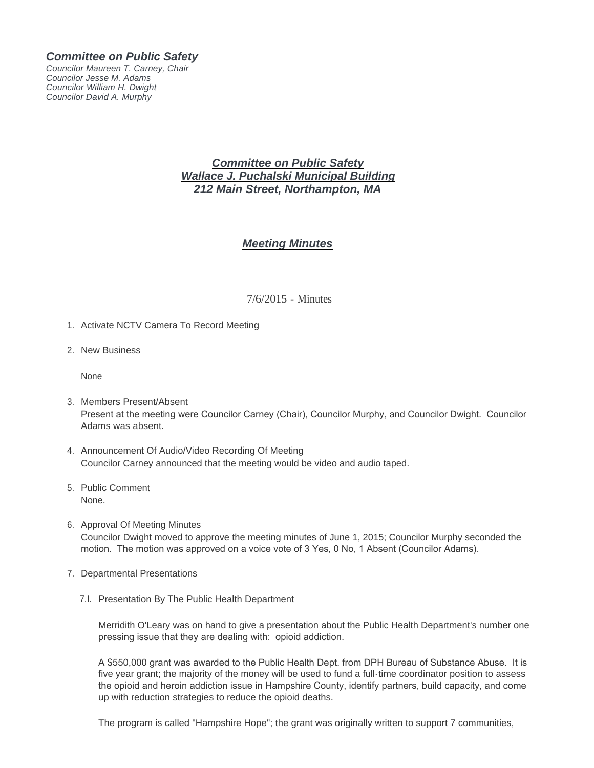***Committee on Public Safety***

*Councilor Maureen T. Carney, Chair*
*Councilor Jesse M. Adams*
*Councilor William H. Dwight*
*Councilor David A. Murphy*

# ***Committee on Public Safety***
# ***Wallace J. Puchalski Municipal Building***
# ***212 Main Street, Northampton, MA***

## ***Meeting Minutes***

7/6/2015 - Minutes

1. Activate NCTV Camera To Record Meeting

2. New Business

   None

3. Members Present/Absent
   Present at the meeting were Councilor Carney (Chair), Councilor Murphy, and Councilor Dwight. Councilor Adams was absent.

4. Announcement Of Audio/Video Recording Of Meeting
   Councilor Carney announced that the meeting would be video and audio taped.

5. Public Comment
   None.

6. Approval Of Meeting Minutes
   Councilor Dwight moved to approve the meeting minutes of June 1, 2015; Councilor Murphy seconded the motion. The motion was approved on a voice vote of 3 Yes, 0 No, 1 Absent (Councilor Adams).

7. Departmental Presentations

   7.I. Presentation By The Public Health Department

   Merridith O'Leary was on hand to give a presentation about the Public Health Department's number one pressing issue that they are dealing with: opioid addiction.

   A $550,000 grant was awarded to the Public Health Dept. from DPH Bureau of Substance Abuse. It is five year grant; the majority of the money will be used to fund a full-time coordinator position to assess the opioid and heroin addiction issue in Hampshire County, identify partners, build capacity, and come up with reduction strategies to reduce the opioid deaths.

   The program is called "Hampshire Hope"; the grant was originally written to support 7 communities,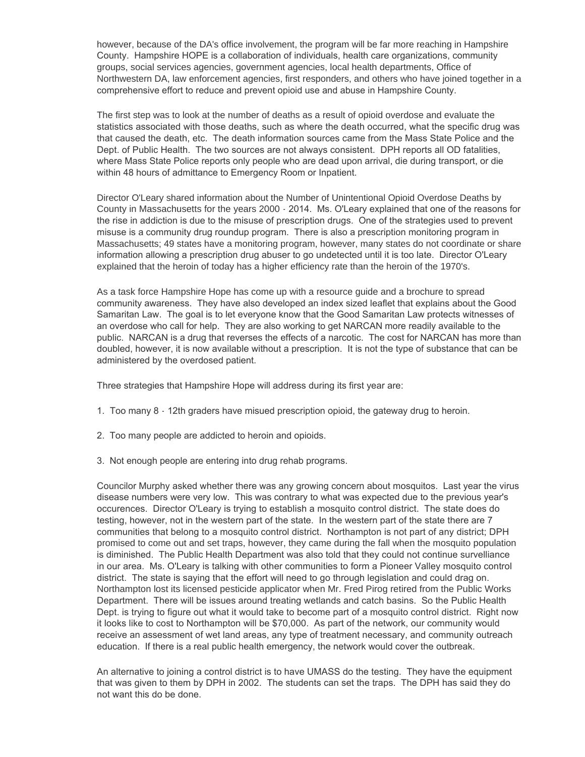however, because of the DA's office involvement, the program will be far more reaching in Hampshire County. Hampshire HOPE is a collaboration of individuals, health care organizations, community groups, social services agencies, government agencies, local health departments, Office of Northwestern DA, law enforcement agencies, first responders, and others who have joined together in a comprehensive effort to reduce and prevent opioid use and abuse in Hampshire County.

The first step was to look at the number of deaths as a result of opioid overdose and evaluate the statistics associated with those deaths, such as where the death occurred, what the specific drug was that caused the death, etc. The death information sources came from the Mass State Police and the Dept. of Public Health. The two sources are not always consistent. DPH reports all OD fatalities, where Mass State Police reports only people who are dead upon arrival, die during transport, or die within 48 hours of admittance to Emergency Room or Inpatient.

Director O'Leary shared information about the Number of Unintentional Opioid Overdose Deaths by County in Massachusetts for the years 2000 - 2014. Ms. O'Leary explained that one of the reasons for the rise in addiction is due to the misuse of prescription drugs. One of the strategies used to prevent misuse is a community drug roundup program. There is also a prescription monitoring program in Massachusetts; 49 states have a monitoring program, however, many states do not coordinate or share information allowing a prescription drug abuser to go undetected until it is too late. Director O'Leary explained that the heroin of today has a higher efficiency rate than the heroin of the 1970's.

As a task force Hampshire Hope has come up with a resource guide and a brochure to spread community awareness. They have also developed an index sized leaflet that explains about the Good Samaritan Law. The goal is to let everyone know that the Good Samaritan Law protects witnesses of an overdose who call for help. They are also working to get NARCAN more readily available to the public. NARCAN is a drug that reverses the effects of a narcotic. The cost for NARCAN has more than doubled, however, it is now available without a prescription. It is not the type of substance that can be administered by the overdosed patient.

Three strategies that Hampshire Hope will address during its first year are:

1. Too many 8 - 12th graders have misued prescription opioid, the gateway drug to heroin.

2. Too many people are addicted to heroin and opioids.

3. Not enough people are entering into drug rehab programs.

Councilor Murphy asked whether there was any growing concern about mosquitos. Last year the virus disease numbers were very low. This was contrary to what was expected due to the previous year's occurences. Director O'Leary is trying to establish a mosquito control district. The state does do testing, however, not in the western part of the state. In the western part of the state there are 7 communities that belong to a mosquito control district. Northampton is not part of any district; DPH promised to come out and set traps, however, they came during the fall when the mosquito population is diminished. The Public Health Department was also told that they could not continue survelliance in our area. Ms. O'Leary is talking with other communities to form a Pioneer Valley mosquito control district. The state is saying that the effort will need to go through legislation and could drag on. Northampton lost its licensed pesticide applicator when Mr. Fred Pirog retired from the Public Works Department. There will be issues around treating wetlands and catch basins. So the Public Health Dept. is trying to figure out what it would take to become part of a mosquito control district. Right now it looks like to cost to Northampton will be $70,000. As part of the network, our community would receive an assessment of wet land areas, any type of treatment necessary, and community outreach education. If there is a real public health emergency, the network would cover the outbreak.

An alternative to joining a control district is to have UMASS do the testing. They have the equipment that was given to them by DPH in 2002. The students can set the traps. The DPH has said they do not want this do be done.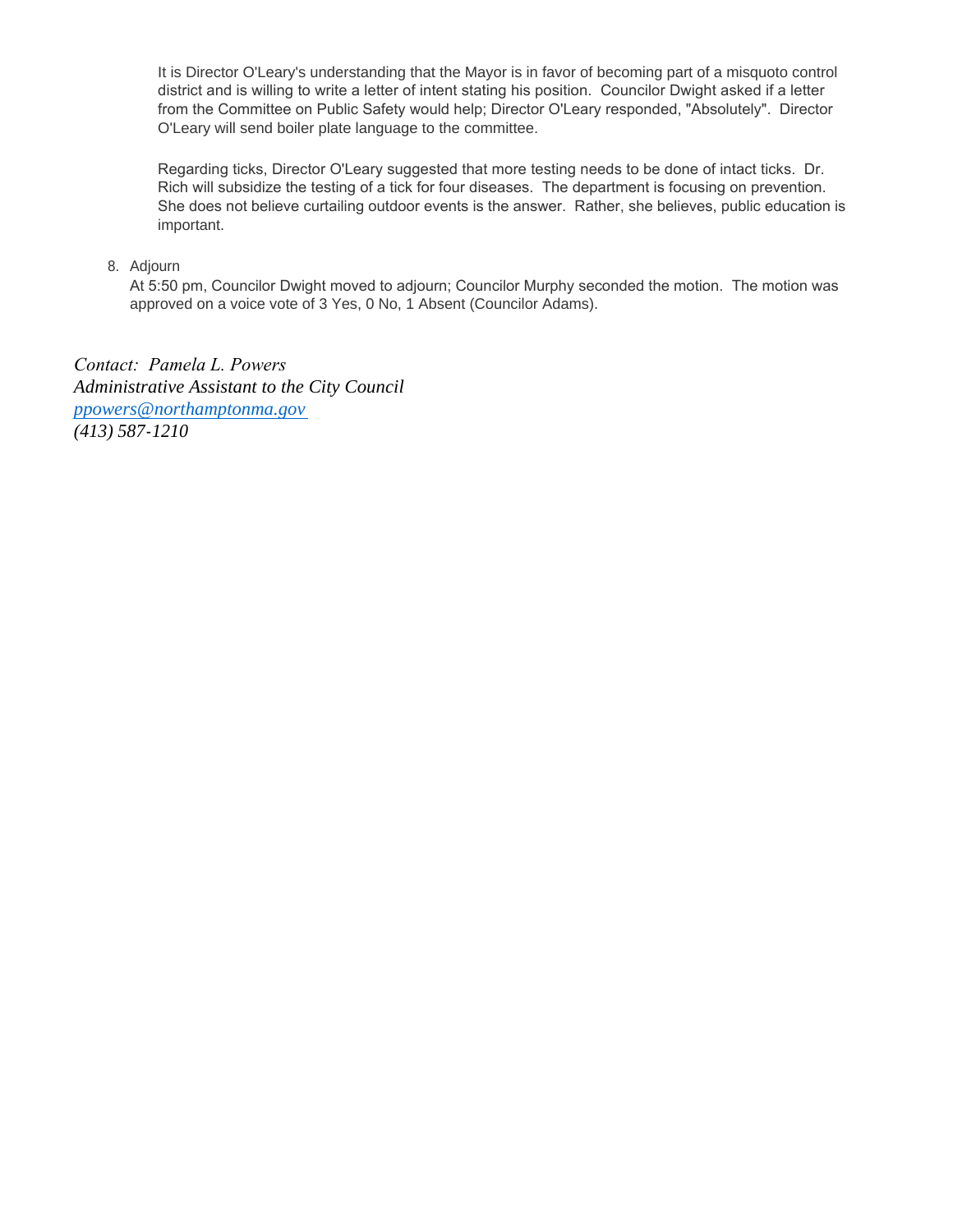It is Director O'Leary's understanding that the Mayor is in favor of becoming part of a misquoto control district and is willing to write a letter of intent stating his position. Councilor Dwight asked if a letter from the Committee on Public Safety would help; Director O'Leary responded, "Absolutely". Director O'Leary will send boiler plate language to the committee.

Regarding ticks, Director O'Leary suggested that more testing needs to be done of intact ticks. Dr. Rich will subsidize the testing of a tick for four diseases. The department is focusing on prevention. She does not believe curtailing outdoor events is the answer. Rather, she believes, public education is important.

8. Adjourn
   At 5:50 pm, Councilor Dwight moved to adjourn; Councilor Murphy seconded the motion. The motion was approved on a voice vote of 3 Yes, 0 No, 1 Absent (Councilor Adams).

*Contact: Pamela L. Powers*
*Administrative Assistant to the City Council*
*ppowers@northamptonma.gov*
*(413) 587-1210*